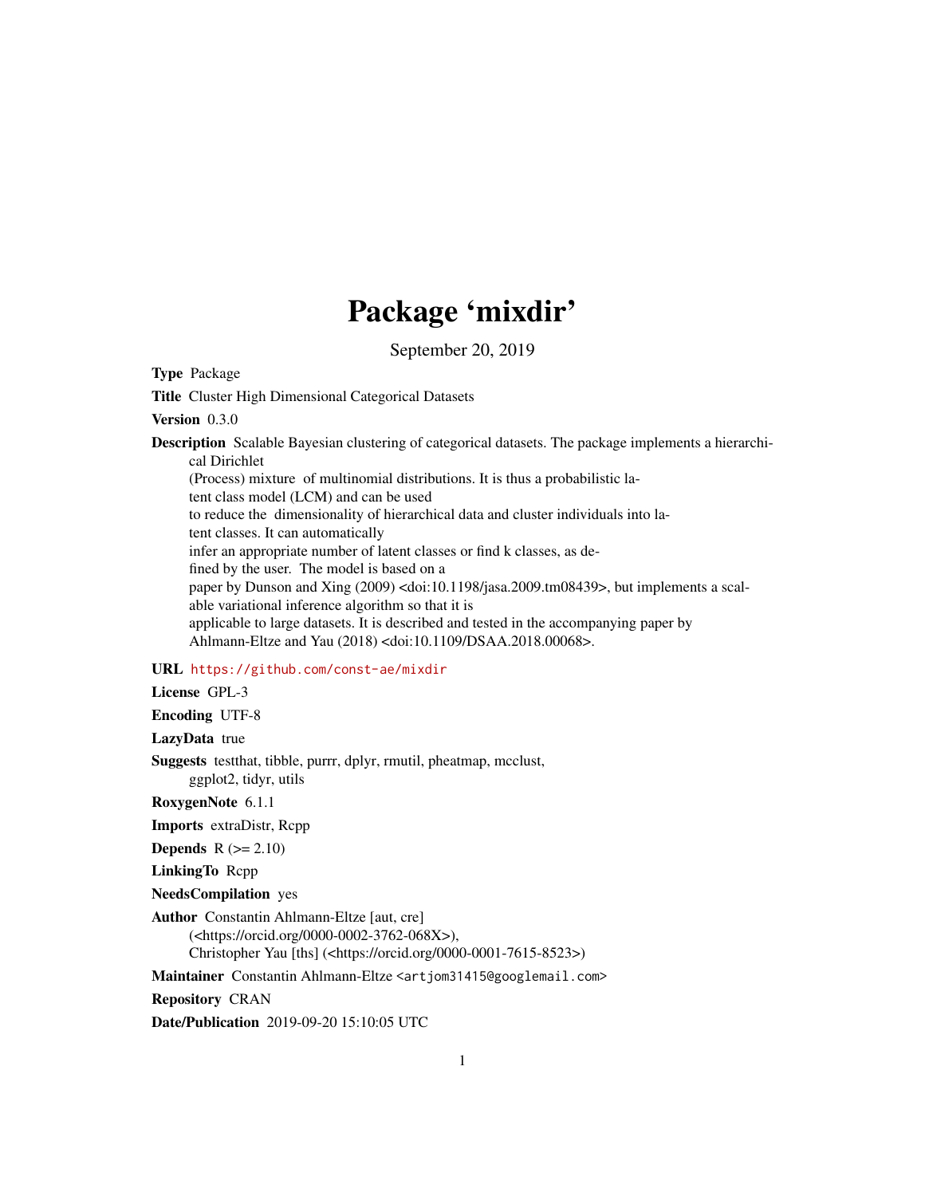# Package 'mixdir'

September 20, 2019

**Type** Package

**Title** Cluster High Dimensional Categorical Datasets

**Version** 0.3.0

**Description** Scalable Bayesian clustering of categorical datasets. The package implements a hierarchical Dirichlet
(Process) mixture of multinomial distributions. It is thus a probabilistic latent class model (LCM) and can be used
to reduce the dimensionality of hierarchical data and cluster individuals into latent classes. It can automatically
infer an appropriate number of latent classes or find k classes, as defined by the user. The model is based on a
paper by Dunson and Xing (2009) <doi:10.1198/jasa.2009.tm08439>, but implements a scalable variational inference algorithm so that it is
applicable to large datasets. It is described and tested in the accompanying paper by
Ahlmann-Eltze and Yau (2018) <doi:10.1109/DSAA.2018.00068>.

**URL** https://github.com/const-ae/mixdir

**License** GPL-3

**Encoding** UTF-8

**LazyData** true

**Suggests** testthat, tibble, purrr, dplyr, rmutil, pheatmap, mcclust, ggplot2, tidyr, utils

**RoxygenNote** 6.1.1

**Imports** extraDistr, Rcpp

**Depends** R (>= 2.10)

**LinkingTo** Rcpp

**NeedsCompilation** yes

**Author** Constantin Ahlmann-Eltze [aut, cre] (<https://orcid.org/0000-0002-3762-068X>), Christopher Yau [ths] (<https://orcid.org/0000-0001-7615-8523>)

**Maintainer** Constantin Ahlmann-Eltze <artjom31415@googlemail.com>

**Repository** CRAN

**Date/Publication** 2019-09-20 15:10:05 UTC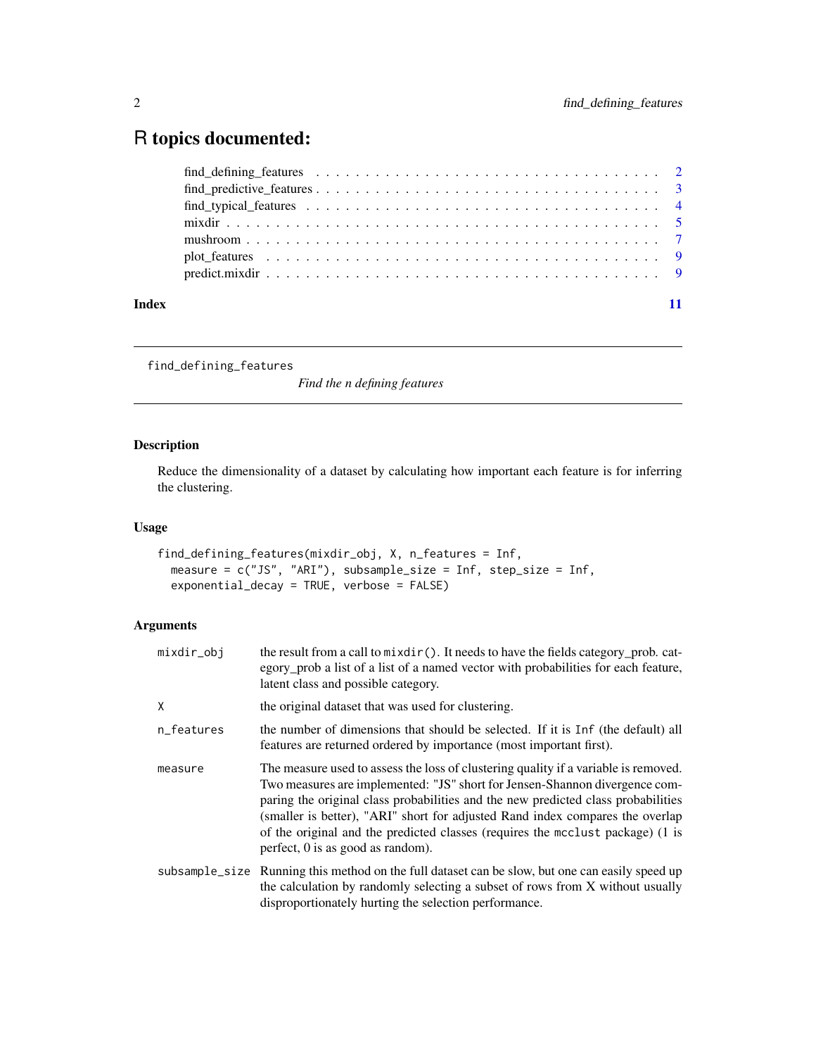# R topics documented:

| | |
|---|---|
| find_defining_features | 2 |
| find_predictive_features | 3 |
| find_typical_features | 4 |
| mixdir | 5 |
| mushroom | 7 |
| plot_features | 9 |
| predict.mixdir | 9 |
| **Index** | **11** |

---

## find_defining_features &nbsp;&nbsp;&nbsp; *Find the n defining features*

### Description

Reduce the dimensionality of a dataset by calculating how important each feature is for inferring the clustering.

### Usage

```
find_defining_features(mixdir_obj, X, n_features = Inf,
  measure = c("JS", "ARI"), subsample_size = Inf, step_size = Inf,
  exponential_decay = TRUE, verbose = FALSE)
```

### Arguments

| | |
|---|---|
| `mixdir_obj` | the result from a call to `mixdir()`. It needs to have the fields category_prob. category_prob a list of a list of a named vector with probabilities for each feature, latent class and possible category. |
| `X` | the original dataset that was used for clustering. |
| `n_features` | the number of dimensions that should be selected. If it is `Inf` (the default) all features are returned ordered by importance (most important first). |
| `measure` | The measure used to assess the loss of clustering quality if a variable is removed. Two measures are implemented: "JS" short for Jensen-Shannon divergence comparing the original class probabilities and the new predicted class probabilities (smaller is better), "ARI" short for adjusted Rand index compares the overlap of the original and the predicted classes (requires the `mcclust` package) (1 is perfect, 0 is as good as random). |
| `subsample_size` | Running this method on the full dataset can be slow, but one can easily speed up the calculation by randomly selecting a subset of rows from X without usually disproportionately hurting the selection performance. |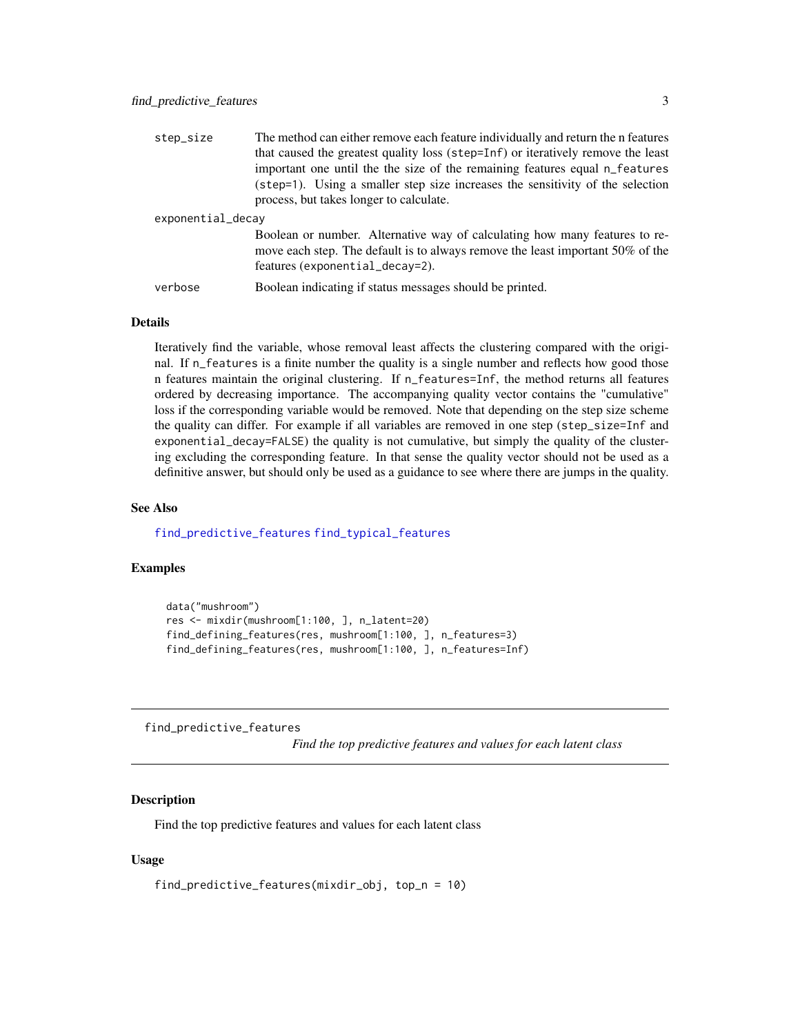| | |
|---|---|
| step_size | The method can either remove each feature individually and return the n features that caused the greatest quality loss (step=Inf) or iteratively remove the least important one until the the size of the remaining features equal n_features (step=1). Using a smaller step size increases the sensitivity of the selection process, but takes longer to calculate. |
| exponential_decay | Boolean or number. Alternative way of calculating how many features to remove each step. The default is to always remove the least important 50% of the features (exponential_decay=2). |
| verbose | Boolean indicating if status messages should be printed. |

### Details

Iteratively find the variable, whose removal least affects the clustering compared with the original. If n_features is a finite number the quality is a single number and reflects how good those n features maintain the original clustering. If n_features=Inf, the method returns all features ordered by decreasing importance. The accompanying quality vector contains the "cumulative" loss if the corresponding variable would be removed. Note that depending on the step size scheme the quality can differ. For example if all variables are removed in one step (step_size=Inf and exponential_decay=FALSE) the quality is not cumulative, but simply the quality of the clustering excluding the corresponding feature. In that sense the quality vector should not be used as a definitive answer, but should only be used as a guidance to see where there are jumps in the quality.

### See Also

find_predictive_features find_typical_features

### Examples

```
data("mushroom")
res <- mixdir(mushroom[1:100, ], n_latent=20)
find_defining_features(res, mushroom[1:100, ], n_features=3)
find_defining_features(res, mushroom[1:100, ], n_features=Inf)
```

---

## find_predictive_features

*Find the top predictive features and values for each latent class*

### Description

Find the top predictive features and values for each latent class

### Usage

```
find_predictive_features(mixdir_obj, top_n = 10)
```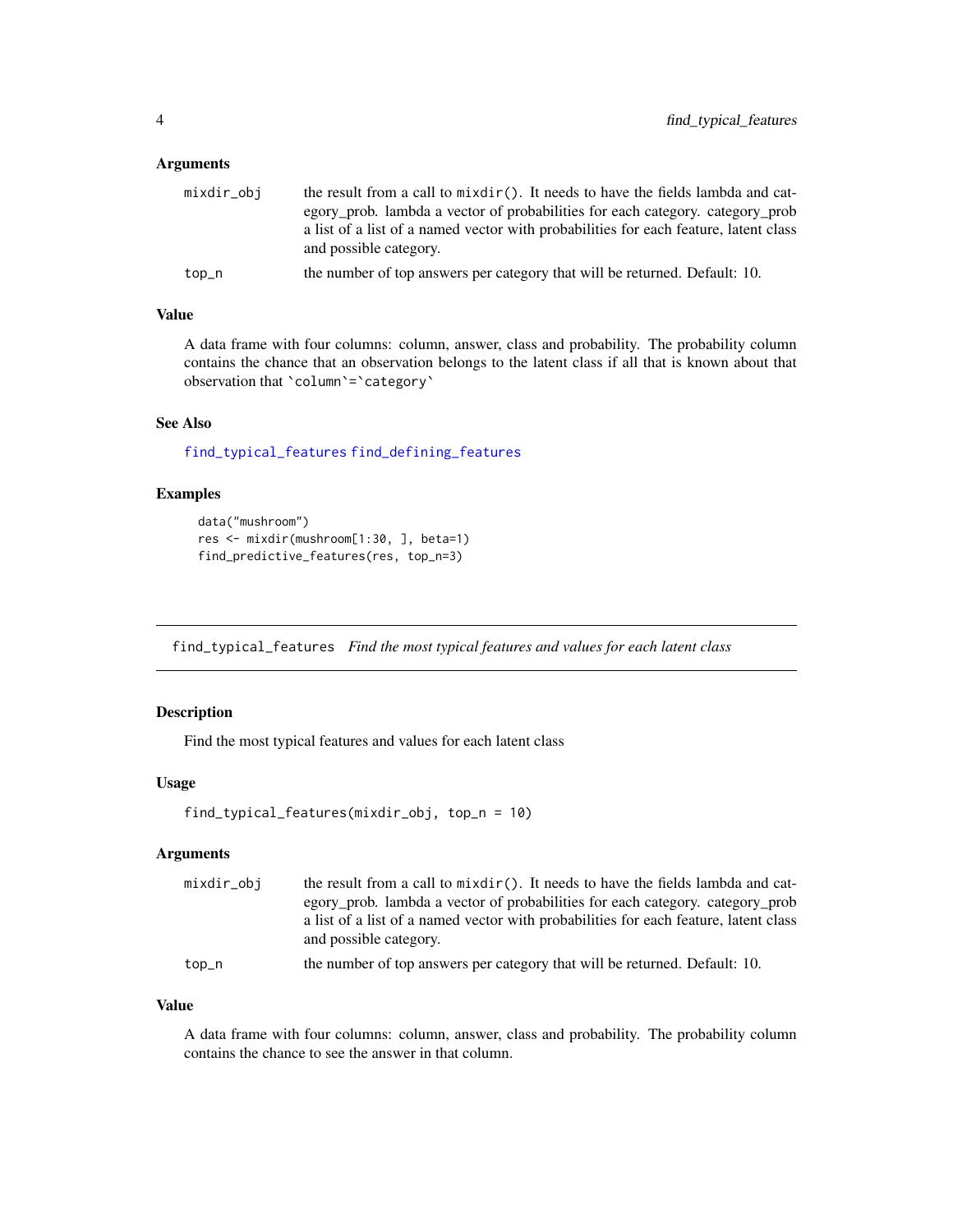### Arguments

| | |
|---|---|
| mixdir_obj | the result from a call to `mixdir()`. It needs to have the fields lambda and category_prob. lambda a vector of probabilities for each category. category_prob a list of a list of a named vector with probabilities for each feature, latent class and possible category. |
| top_n | the number of top answers per category that will be returned. Default: 10. |

### Value

A data frame with four columns: column, answer, class and probability. The probability column contains the chance that an observation belongs to the latent class if all that is known about that observation that `` `column`=`category` ``

### See Also

find_typical_features find_defining_features

### Examples

```
data("mushroom")
res <- mixdir(mushroom[1:30, ], beta=1)
find_predictive_features(res, top_n=3)
```

---

## find_typical_features *Find the most typical features and values for each latent class*

### Description

Find the most typical features and values for each latent class

### Usage

```
find_typical_features(mixdir_obj, top_n = 10)
```

### Arguments

| | |
|---|---|
| mixdir_obj | the result from a call to `mixdir()`. It needs to have the fields lambda and category_prob. lambda a vector of probabilities for each category. category_prob a list of a list of a named vector with probabilities for each feature, latent class and possible category. |
| top_n | the number of top answers per category that will be returned. Default: 10. |

### Value

A data frame with four columns: column, answer, class and probability. The probability column contains the chance to see the answer in that column.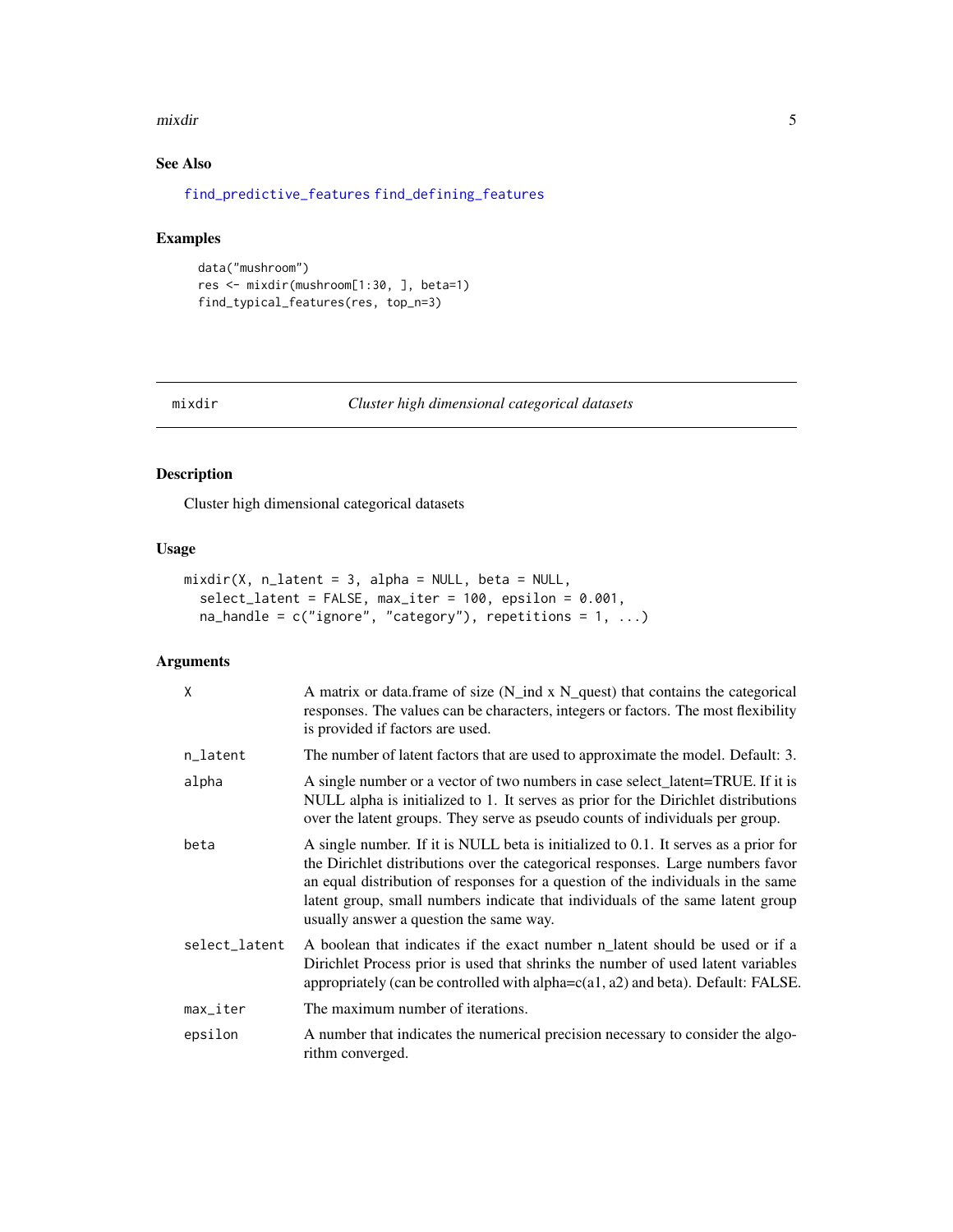## See Also

find_predictive_features find_defining_features

## Examples

```
data("mushroom")
res <- mixdir(mushroom[1:30, ], beta=1)
find_typical_features(res, top_n=3)
```

---

## mixdir — *Cluster high dimensional categorical datasets*

### Description

Cluster high dimensional categorical datasets

### Usage

```
mixdir(X, n_latent = 3, alpha = NULL, beta = NULL,
  select_latent = FALSE, max_iter = 100, epsilon = 0.001,
  na_handle = c("ignore", "category"), repetitions = 1, ...)
```

### Arguments

| | |
|---|---|
| X | A matrix or data.frame of size (N_ind x N_quest) that contains the categorical responses. The values can be characters, integers or factors. The most flexibility is provided if factors are used. |
| n_latent | The number of latent factors that are used to approximate the model. Default: 3. |
| alpha | A single number or a vector of two numbers in case select_latent=TRUE. If it is NULL alpha is initialized to 1. It serves as prior for the Dirichlet distributions over the latent groups. They serve as pseudo counts of individuals per group. |
| beta | A single number. If it is NULL beta is initialized to 0.1. It serves as a prior for the Dirichlet distributions over the categorical responses. Large numbers favor an equal distribution of responses for a question of the individuals in the same latent group, small numbers indicate that individuals of the same latent group usually answer a question the same way. |
| select_latent | A boolean that indicates if the exact number n_latent should be used or if a Dirichlet Process prior is used that shrinks the number of used latent variables appropriately (can be controlled with alpha=c(a1, a2) and beta). Default: FALSE. |
| max_iter | The maximum number of iterations. |
| epsilon | A number that indicates the numerical precision necessary to consider the algorithm converged. |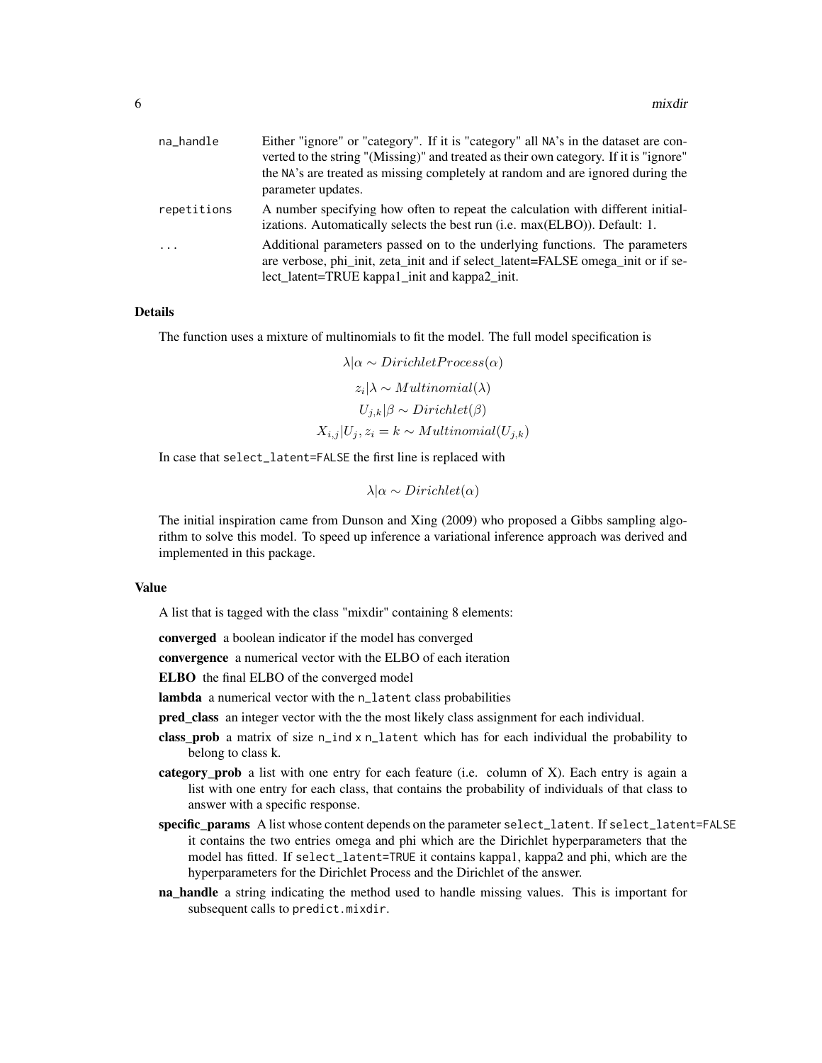| | |
|---|---|
| na_handle | Either "ignore" or "category". If it is "category" all NA's in the dataset are converted to the string "(Missing)" and treated as their own category. If it is "ignore" the NA's are treated as missing completely at random and are ignored during the parameter updates. |
| repetitions | A number specifying how often to repeat the calculation with different initializations. Automatically selects the best run (i.e. max(ELBO)). Default: 1. |
| ... | Additional parameters passed on to the underlying functions. The parameters are verbose, phi_init, zeta_init and if select_latent=FALSE omega_init or if select_latent=TRUE kappa1_init and kappa2_init. |

## Details

The function uses a mixture of multinomials to fit the model. The full model specification is

$$\lambda|\alpha \sim DirichletProcess(\alpha)$$

$$z_i|\lambda \sim Multinomial(\lambda)$$

$$U_{j,k}|\beta \sim Dirichlet(\beta)$$

$$X_{i,j}|U_j, z_i = k \sim Multinomial(U_{j,k})$$

In case that `select_latent=FALSE` the first line is replaced with

$$\lambda|\alpha \sim Dirichlet(\alpha)$$

The initial inspiration came from Dunson and Xing (2009) who proposed a Gibbs sampling algorithm to solve this model. To speed up inference a variational inference approach was derived and implemented in this package.

## Value

A list that is tagged with the class "mixdir" containing 8 elements:

**converged** a boolean indicator if the model has converged

**convergence** a numerical vector with the ELBO of each iteration

**ELBO** the final ELBO of the converged model

**lambda** a numerical vector with the `n_latent` class probabilities

**pred_class** an integer vector with the the most likely class assignment for each individual.

**class_prob** a matrix of size `n_ind x n_latent` which has for each individual the probability to belong to class k.

**category_prob** a list with one entry for each feature (i.e. column of X). Each entry is again a list with one entry for each class, that contains the probability of individuals of that class to answer with a specific response.

**specific_params** A list whose content depends on the parameter `select_latent`. If `select_latent=FALSE` it contains the two entries omega and phi which are the Dirichlet hyperparameters that the model has fitted. If `select_latent=TRUE` it contains kappa1, kappa2 and phi, which are the hyperparameters for the Dirichlet Process and the Dirichlet of the answer.

**na_handle** a string indicating the method used to handle missing values. This is important for subsequent calls to `predict.mixdir`.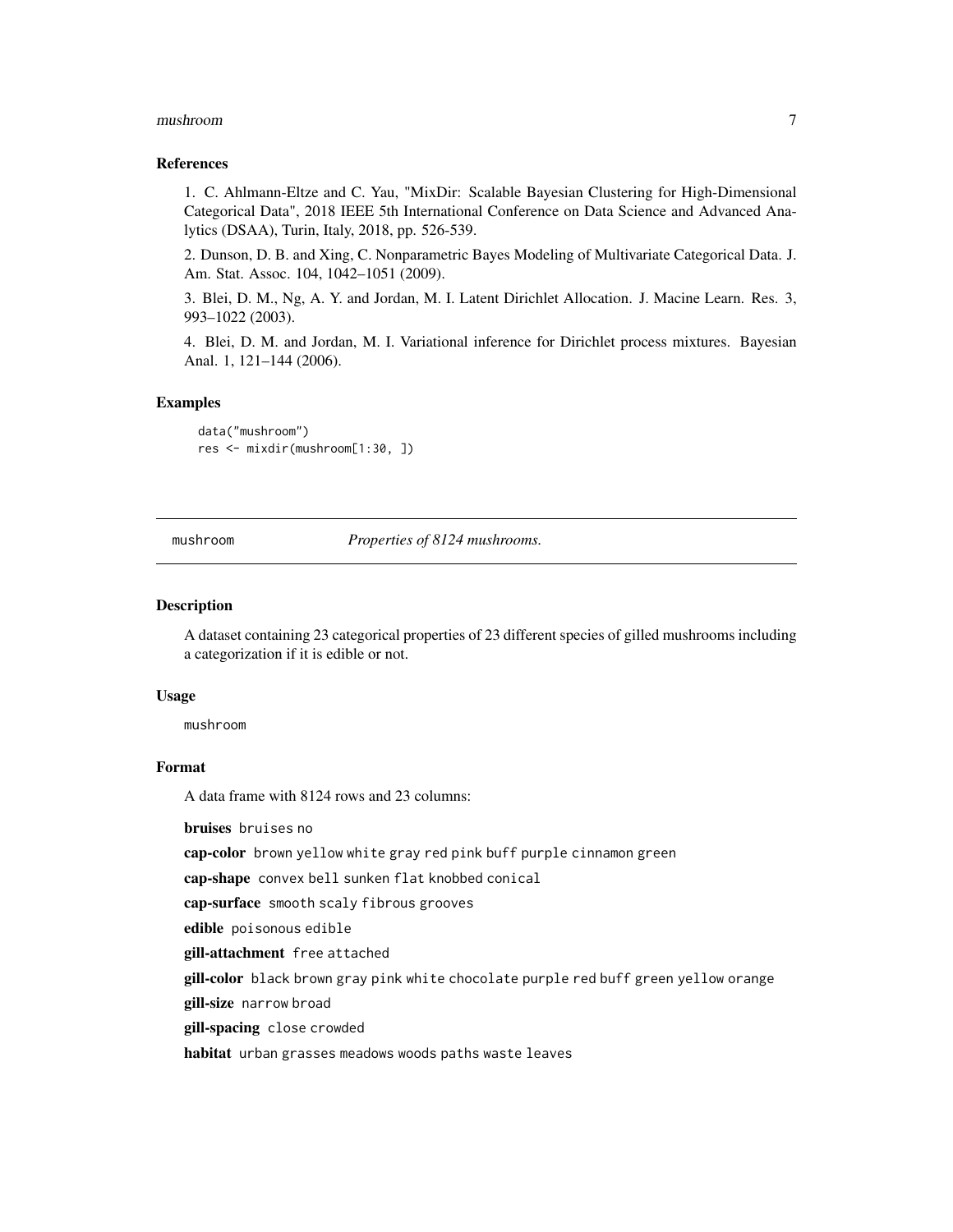### References

1. C. Ahlmann-Eltze and C. Yau, "MixDir: Scalable Bayesian Clustering for High-Dimensional Categorical Data", 2018 IEEE 5th International Conference on Data Science and Advanced Analytics (DSAA), Turin, Italy, 2018, pp. 526-539.

2. Dunson, D. B. and Xing, C. Nonparametric Bayes Modeling of Multivariate Categorical Data. J. Am. Stat. Assoc. 104, 1042–1051 (2009).

3. Blei, D. M., Ng, A. Y. and Jordan, M. I. Latent Dirichlet Allocation. J. Macine Learn. Res. 3, 993–1022 (2003).

4. Blei, D. M. and Jordan, M. I. Variational inference for Dirichlet process mixtures. Bayesian Anal. 1, 121–144 (2006).

### Examples

```
data("mushroom")
res <- mixdir(mushroom[1:30, ])
```

---

## mushroom — *Properties of 8124 mushrooms.*

---

### Description

A dataset containing 23 categorical properties of 23 different species of gilled mushrooms including a categorization if it is edible or not.

### Usage

```
mushroom
```

### Format

A data frame with 8124 rows and 23 columns:

**bruises** `bruises no`

**cap-color** `brown yellow white gray red pink buff purple cinnamon green`

**cap-shape** `convex bell sunken flat knobbed conical`

**cap-surface** `smooth scaly fibrous grooves`

**edible** `poisonous edible`

**gill-attachment** `free attached`

**gill-color** `black brown gray pink white chocolate purple red buff green yellow orange`

**gill-size** `narrow broad`

**gill-spacing** `close crowded`

**habitat** `urban grasses meadows woods paths waste leaves`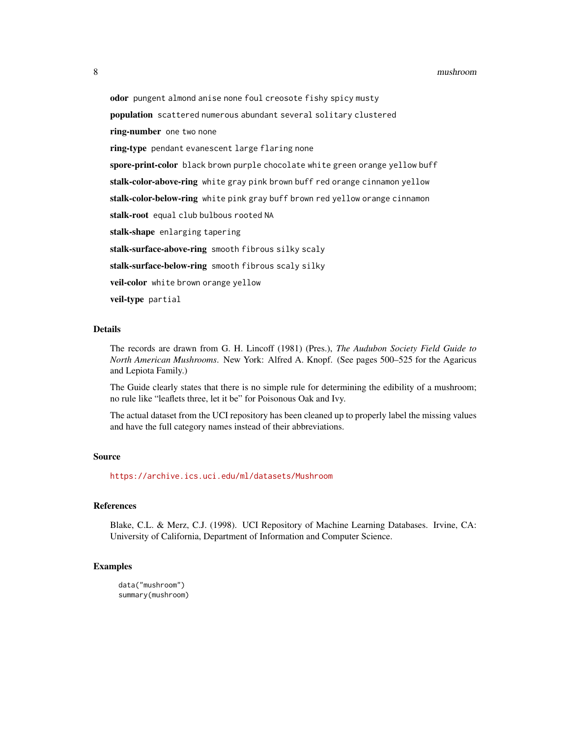**odor** `pungent almond anise none foul creosote fishy spicy musty`

**population** `scattered numerous abundant several solitary clustered`

**ring-number** `one two none`

**ring-type** `pendant evanescent large flaring none`

**spore-print-color** `black brown purple chocolate white green orange yellow buff`

**stalk-color-above-ring** `white gray pink brown buff red orange cinnamon yellow`

**stalk-color-below-ring** `white pink gray buff brown red yellow orange cinnamon`

**stalk-root** `equal club bulbous rooted NA`

**stalk-shape** `enlarging tapering`

**stalk-surface-above-ring** `smooth fibrous silky scaly`

**stalk-surface-below-ring** `smooth fibrous scaly silky`

**veil-color** `white brown orange yellow`

**veil-type** `partial`

## Details

The records are drawn from G. H. Lincoff (1981) (Pres.), *The Audubon Society Field Guide to North American Mushrooms*. New York: Alfred A. Knopf. (See pages 500–525 for the Agaricus and Lepiota Family.)

The Guide clearly states that there is no simple rule for determining the edibility of a mushroom; no rule like "leaflets three, let it be" for Poisonous Oak and Ivy.

The actual dataset from the UCI repository has been cleaned up to properly label the missing values and have the full category names instead of their abbreviations.

## Source

https://archive.ics.uci.edu/ml/datasets/Mushroom

## References

Blake, C.L. & Merz, C.J. (1998). UCI Repository of Machine Learning Databases. Irvine, CA: University of California, Department of Information and Computer Science.

## Examples

```
data("mushroom")
summary(mushroom)
```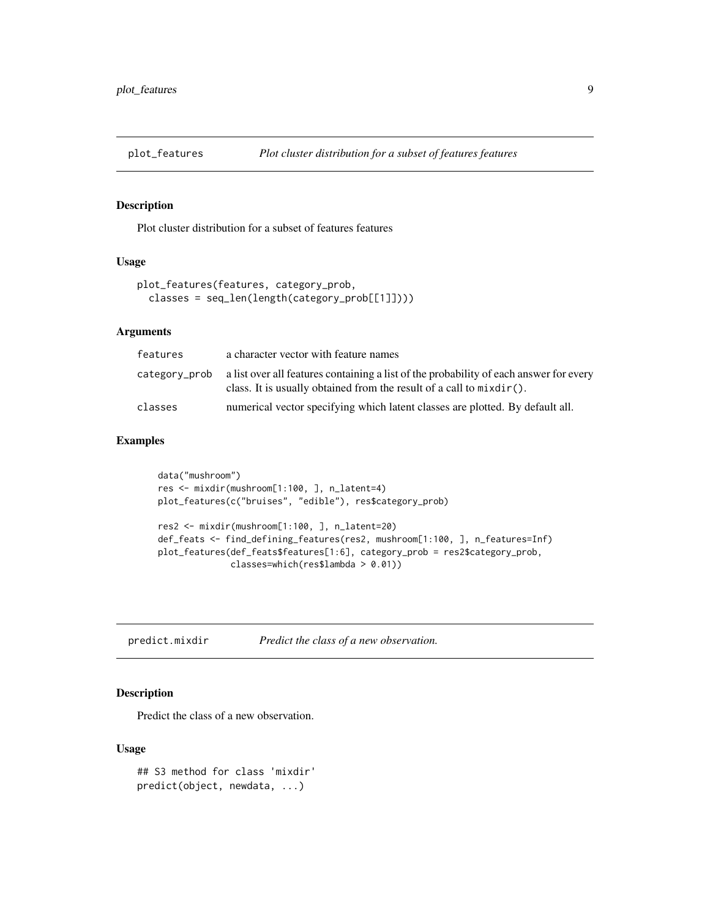## plot_features — *Plot cluster distribution for a subset of features features*

### Description

Plot cluster distribution for a subset of features features

### Usage

```
plot_features(features, category_prob,
  classes = seq_len(length(category_prob[[1]])))
```

### Arguments

| | |
|---|---|
| `features` | a character vector with feature names |
| `category_prob` | a list over all features containing a list of the probability of each answer for every class. It is usually obtained from the result of a call to `mixdir()`. |
| `classes` | numerical vector specifying which latent classes are plotted. By default all. |

### Examples

```
data("mushroom")
res <- mixdir(mushroom[1:100, ], n_latent=4)
plot_features(c("bruises", "edible"), res$category_prob)

res2 <- mixdir(mushroom[1:100, ], n_latent=20)
def_feats <- find_defining_features(res2, mushroom[1:100, ], n_features=Inf)
plot_features(def_feats$features[1:6], category_prob = res2$category_prob,
              classes=which(res$lambda > 0.01))
```

## predict.mixdir — *Predict the class of a new observation.*

### Description

Predict the class of a new observation.

### Usage

```
## S3 method for class 'mixdir'
predict(object, newdata, ...)
```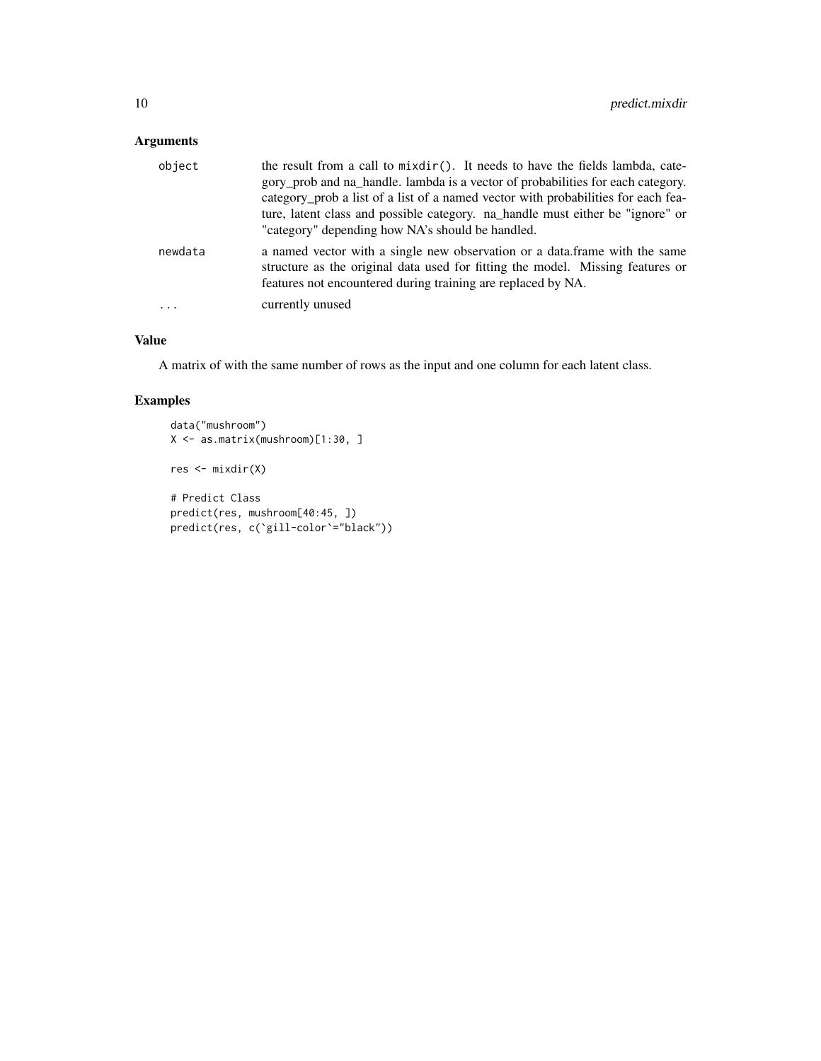## Arguments

| | |
|---|---|
| object | the result from a call to `mixdir()`. It needs to have the fields lambda, category_prob and na_handle. lambda is a vector of probabilities for each category. category_prob a list of a list of a named vector with probabilities for each feature, latent class and possible category. na_handle must either be "ignore" or "category" depending how NA's should be handled. |
| newdata | a named vector with a single new observation or a data.frame with the same structure as the original data used for fitting the model. Missing features or features not encountered during training are replaced by NA. |
| ... | currently unused |

## Value

A matrix of with the same number of rows as the input and one column for each latent class.

## Examples

```
data("mushroom")
X <- as.matrix(mushroom)[1:30, ]

res <- mixdir(X)

# Predict Class
predict(res, mushroom[40:45, ])
predict(res, c(`gill-color`="black"))
```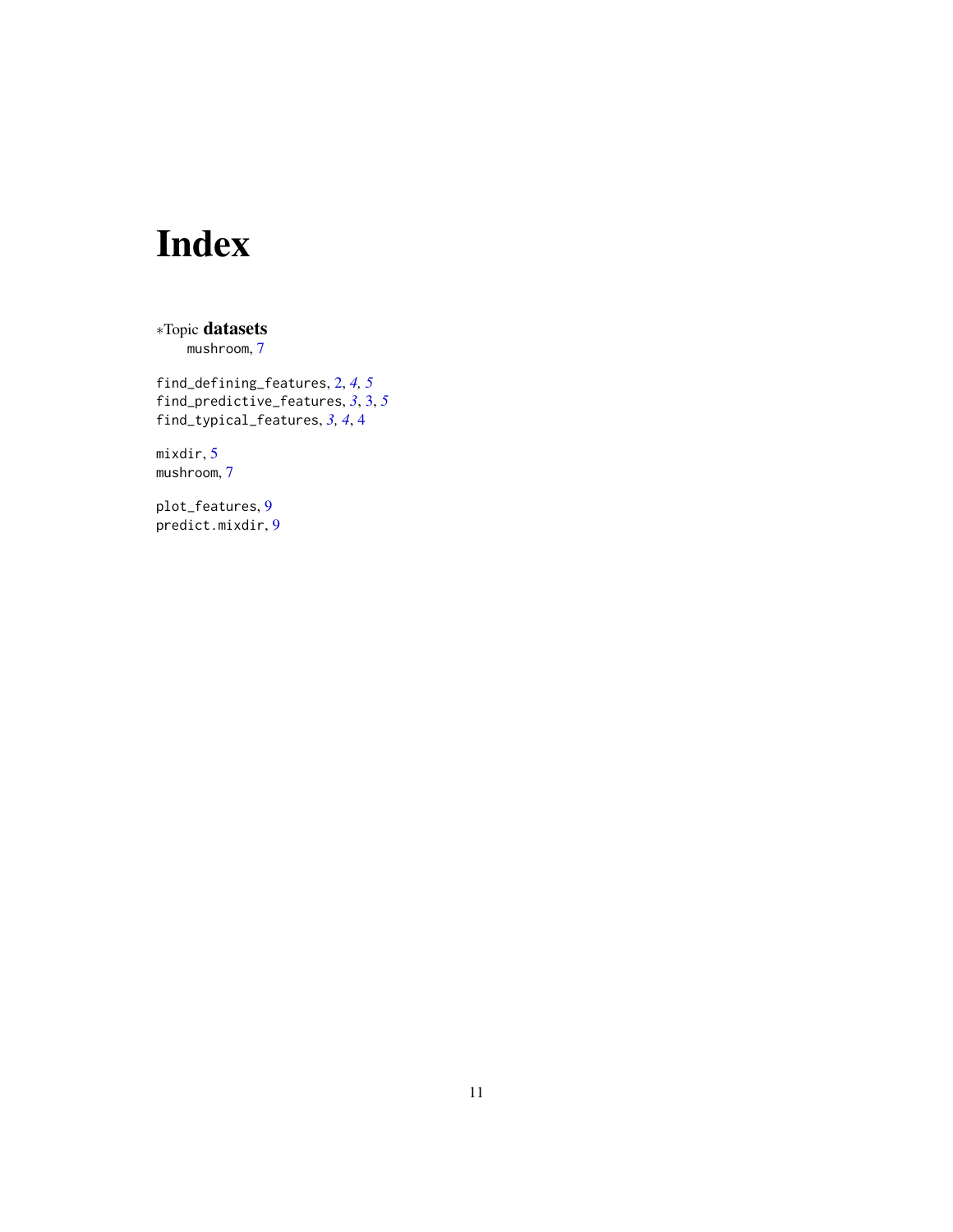# Index

∗Topic **datasets**

mushroom, 7

find_defining_features, 2, *4*, *5*
find_predictive_features, *3*, 3, *5*
find_typical_features, *3*, *4*, 4

mixdir, 5
mushroom, 7

plot_features, 9
predict.mixdir, 9